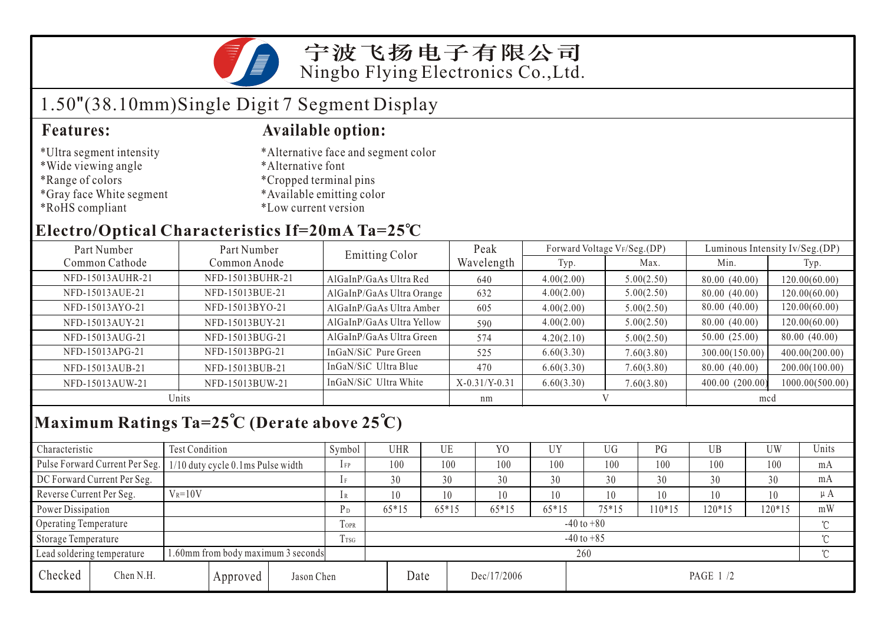# 宁波飞扬电子有限公司
## Ningbo Flying Electronics Co.,Ltd.

## 1.50"(38.10mm)Single Digit 7 Segment Display

### Features:

*Ultra segment intensity
*Wide viewing angle
*Range of colors
*Gray face White segment
*RoHS compliant

### Available option:

*Alternative face and segment color
*Alternative font
*Cropped terminal pins
*Available emitting color
*Low current version

### Electro/Optical Characteristics If=20mA Ta=25℃

| Part Number Common Cathode | Part Number Common Anode | Emitting Color | Peak Wavelength | Forward Voltage $V_F$/Seg.(DP) | | Luminous Intensity Iv/Seg.(DP) | |
|---|---|---|---|---|---|---|---|
| | | | | Typ. | Max. | Min. | Typ. |
| NFD-15013AUHR-21 | NFD-15013BUHR-21 | AlGaInP/GaAs Ultra Red | 640 | 4.00(2.00) | 5.00(2.50) | 80.00 (40.00) | 120.00(60.00) |
| NFD-15013AUE-21 | NFD-15013BUE-21 | AlGaInP/GaAs Ultra Orange | 632 | 4.00(2.00) | 5.00(2.50) | 80.00 (40.00) | 120.00(60.00) |
| NFD-15013AYO-21 | NFD-15013BYO-21 | AlGaInP/GaAs Ultra Amber | 605 | 4.00(2.00) | 5.00(2.50) | 80.00 (40.00) | 120.00(60.00) |
| NFD-15013AUY-21 | NFD-15013BUY-21 | AlGaInP/GaAs Ultra Yellow | 590 | 4.00(2.00) | 5.00(2.50) | 80.00 (40.00) | 120.00(60.00) |
| NFD-15013AUG-21 | NFD-15013BUG-21 | AlGaInP/GaAs Ultra Green | 574 | 4.20(2.10) | 5.00(2.50) | 50.00 (25.00) | 80.00 (40.00) |
| NFD-15013APG-21 | NFD-15013BPG-21 | InGaN/SiC Pure Green | 525 | 6.60(3.30) | 7.60(3.80) | 300.00(150.00) | 400.00(200.00) |
| NFD-15013AUB-21 | NFD-15013BUB-21 | InGaN/SiC Ultra Blue | 470 | 6.60(3.30) | 7.60(3.80) | 80.00 (40.00) | 200.00(100.00) |
| NFD-15013AUW-21 | NFD-15013BUW-21 | InGaN/SiC Ultra White | X-0.31/Y-0.31 | 6.60(3.30) | 7.60(3.80) | 400.00 (200.00) | 1000.00(500.00) |
| Units | | | nm | V | | mcd | |

### Maximum Ratings Ta=25℃ (Derate above 25℃)

| Characteristic | Test Condition | Symbol | UHR | UE | YO | UY | UG | PG | UB | UW | Units |
|---|---|---|---|---|---|---|---|---|---|---|---|
| Pulse Forward Current Per Seg. | 1/10 duty cycle 0.1ms Pulse width | $I_{FP}$ | 100 | 100 | 100 | 100 | 100 | 100 | 100 | 100 | mA |
| DC Forward Current Per Seg. | | $I_F$ | 30 | 30 | 30 | 30 | 30 | 30 | 30 | 30 | mA |
| Reverse Current Per Seg. | $V_R$=10V | $I_R$ | 10 | 10 | 10 | 10 | 10 | 10 | 10 | 10 | μA |
| Power Dissipation | | $P_D$ | 65*15 | 65*15 | 65*15 | 65*15 | 75*15 | 110*15 | 120*15 | 120*15 | mW |
| Operating Temperature | | $T_{OPR}$ | -40 to +80 | | | | | | | | ℃ |
| Storage Temperature | | $T_{TSG}$ | -40 to +85 | | | | | | | | ℃ |
| Lead soldering temperature | 1.60mm from body maximum 3 seconds | | 260 | | | | | | | | ℃ |

| Checked | Chen N.H. | Approved | Jason Chen | Date | Dec/17/2006 |
|---|---|---|---|---|---|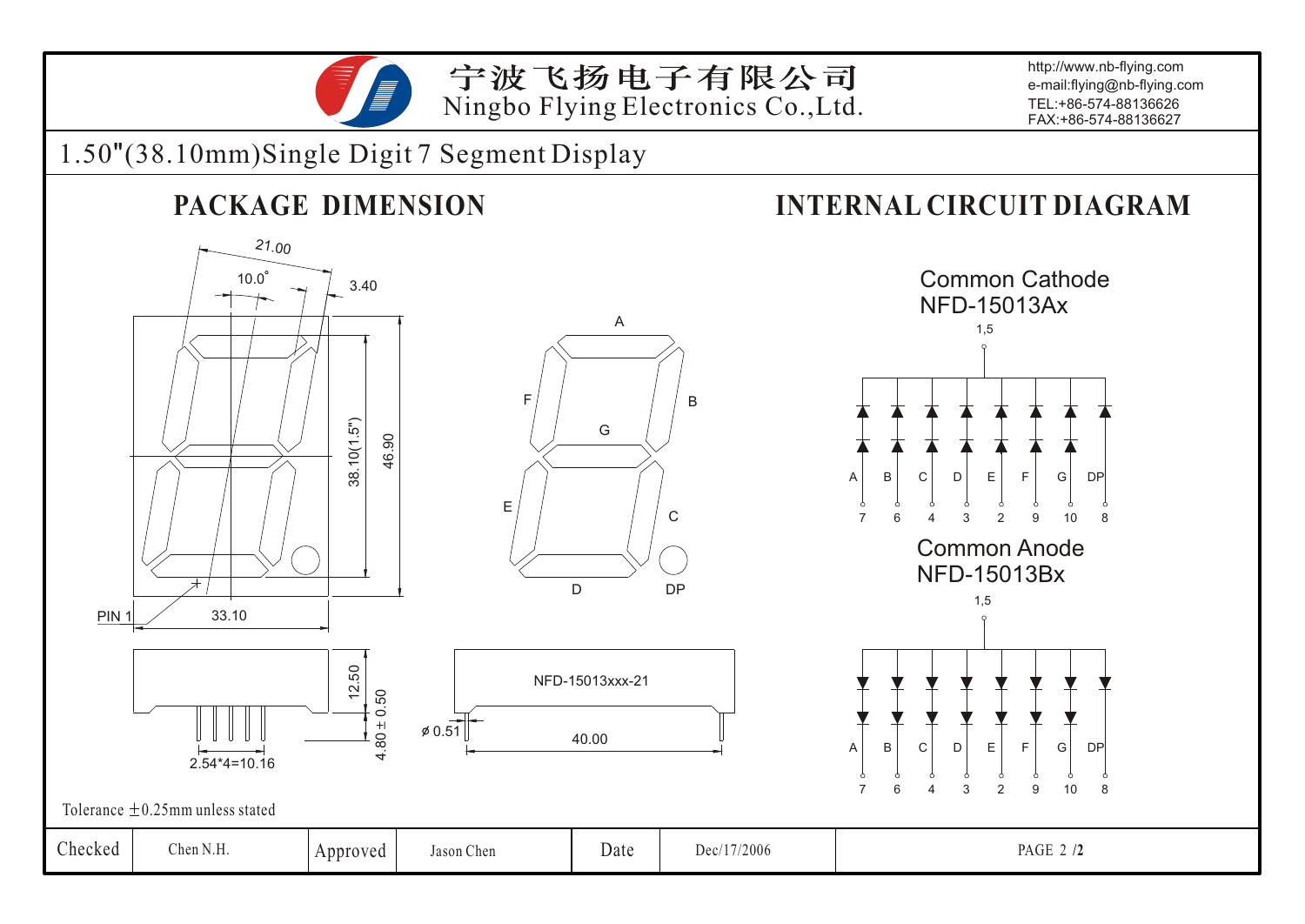宁波飞扬电子有限公司
Ningbo Flying Electronics Co.,Ltd.

http://www.nb-flying.com
e-mail:flying@nb-flying.com
TEL:+86-574-88136626
FAX:+86-574-88136627

# 1.50"(38.10mm)Single Digit 7 Segment Display

## PACKAGE DIMENSION

21.00
10.0°
3.40
38.10(1.5")
46.90
PIN 1
33.10
12.50
4.80 ± 0.50
2.54*4=10.16
ø 0.51
NFD-15013xxx-21
40.00

A
B
C
D
E
F
G
DP

## INTERNAL CIRCUIT DIAGRAM

Common Cathode
NFD-15013Ax

1,5

A B C D E F G DP
7 6 4 3 2 9 10 8

Common Anode
NFD-15013Bx

1,5

A B C D E F G DP
7 6 4 3 2 9 10 8

Tolerance ±0.25mm unless stated

| Checked | Chen N.H. | Approved | Jason Chen | Date | Dec/17/2006 | PAGE 2 /2 |
|---|---|---|---|---|---|---|